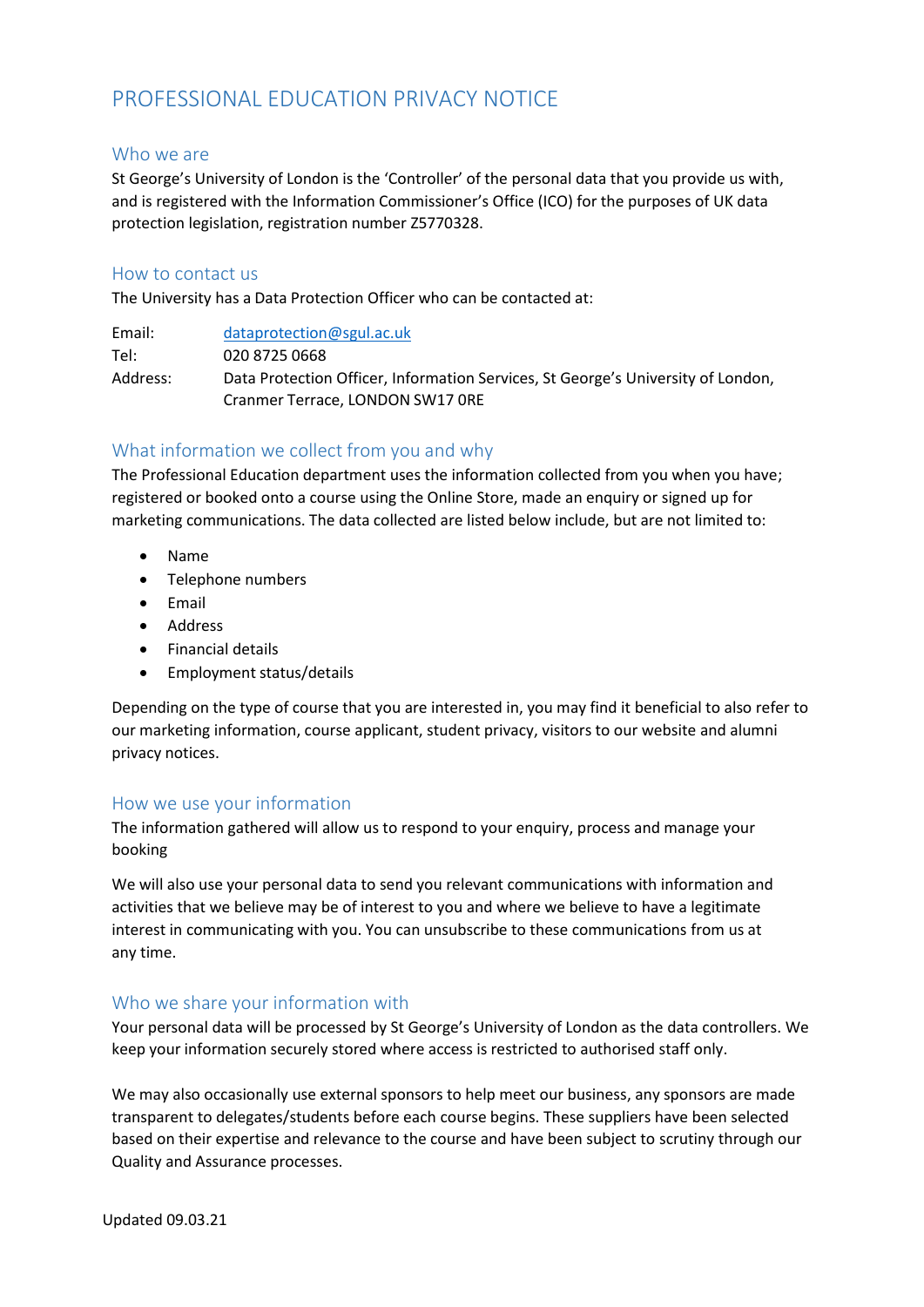# PROFESSIONAL EDUCATION PRIVACY NOTICE

## Who we are

St George's University of London is the 'Controller' of the personal data that you provide us with, and is registered with the Information Commissioner's Office (ICO) for the purposes of UK data protection legislation, registration number Z5770328.

## How to contact us

The University has a Data Protection Officer who can be contacted at:

| | |
|---|---|
| Email: | dataprotection@sgul.ac.uk |
| Tel: | 020 8725 0668 |
| Address: | Data Protection Officer, Information Services, St George's University of London, Cranmer Terrace, LONDON SW17 0RE |

## What information we collect from you and why

The Professional Education department uses the information collected from you when you have; registered or booked onto a course using the Online Store, made an enquiry or signed up for marketing communications. The data collected are listed below include, but are not limited to:

- Name
- Telephone numbers
- Email
- Address
- Financial details
- Employment status/details

Depending on the type of course that you are interested in, you may find it beneficial to also refer to our marketing information, course applicant, student privacy, visitors to our website and alumni privacy notices.

## How we use your information

The information gathered will allow us to respond to your enquiry, process and manage your booking

We will also use your personal data to send you relevant communications with information and activities that we believe may be of interest to you and where we believe to have a legitimate interest in communicating with you. You can unsubscribe to these communications from us at any time.

## Who we share your information with

Your personal data will be processed by St George's University of London as the data controllers. We keep your information securely stored where access is restricted to authorised staff only.

We may also occasionally use external sponsors to help meet our business, any sponsors are made transparent to delegates/students before each course begins. These suppliers have been selected based on their expertise and relevance to the course and have been subject to scrutiny through our Quality and Assurance processes.

Updated 09.03.21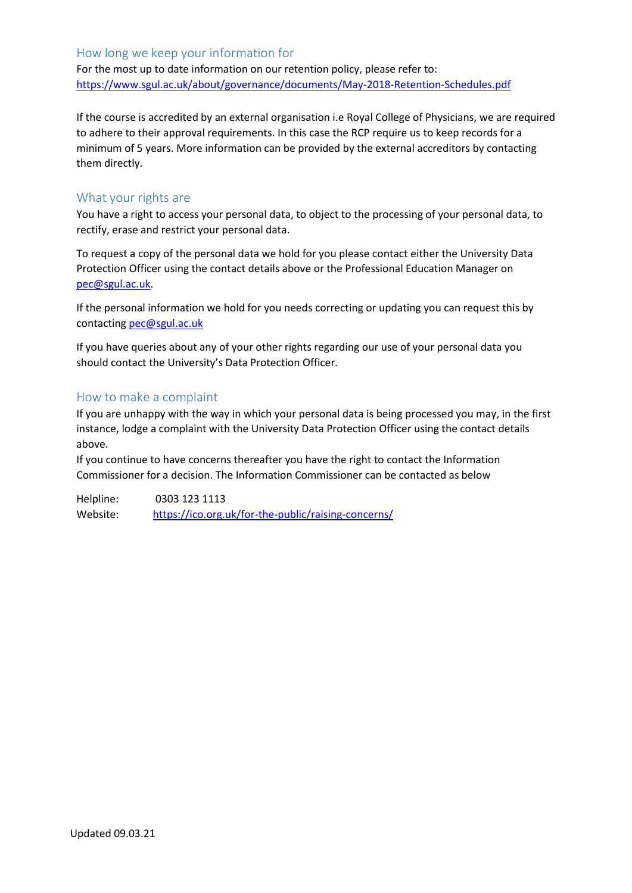## How long we keep your information for

For the most up to date information on our retention policy, please refer to:
https://www.sgul.ac.uk/about/governance/documents/May-2018-Retention-Schedules.pdf

If the course is accredited by an external organisation i.e Royal College of Physicians, we are required to adhere to their approval requirements. In this case the RCP require us to keep records for a minimum of 5 years. More information can be provided by the external accreditors by contacting them directly.

## What your rights are

You have a right to access your personal data, to object to the processing of your personal data, to rectify, erase and restrict your personal data.

To request a copy of the personal data we hold for you please contact either the University Data Protection Officer using the contact details above or the Professional Education Manager on pec@sgul.ac.uk.

If the personal information we hold for you needs correcting or updating you can request this by contacting pec@sgul.ac.uk

If you have queries about any of your other rights regarding our use of your personal data you should contact the University's Data Protection Officer.

## How to make a complaint

If you are unhappy with the way in which your personal data is being processed you may, in the first instance, lodge a complaint with the University Data Protection Officer using the contact details above.
If you continue to have concerns thereafter you have the right to contact the Information Commissioner for a decision. The Information Commissioner can be contacted as below

Helpline: 0303 123 1113
Website: https://ico.org.uk/for-the-public/raising-concerns/

Updated 09.03.21